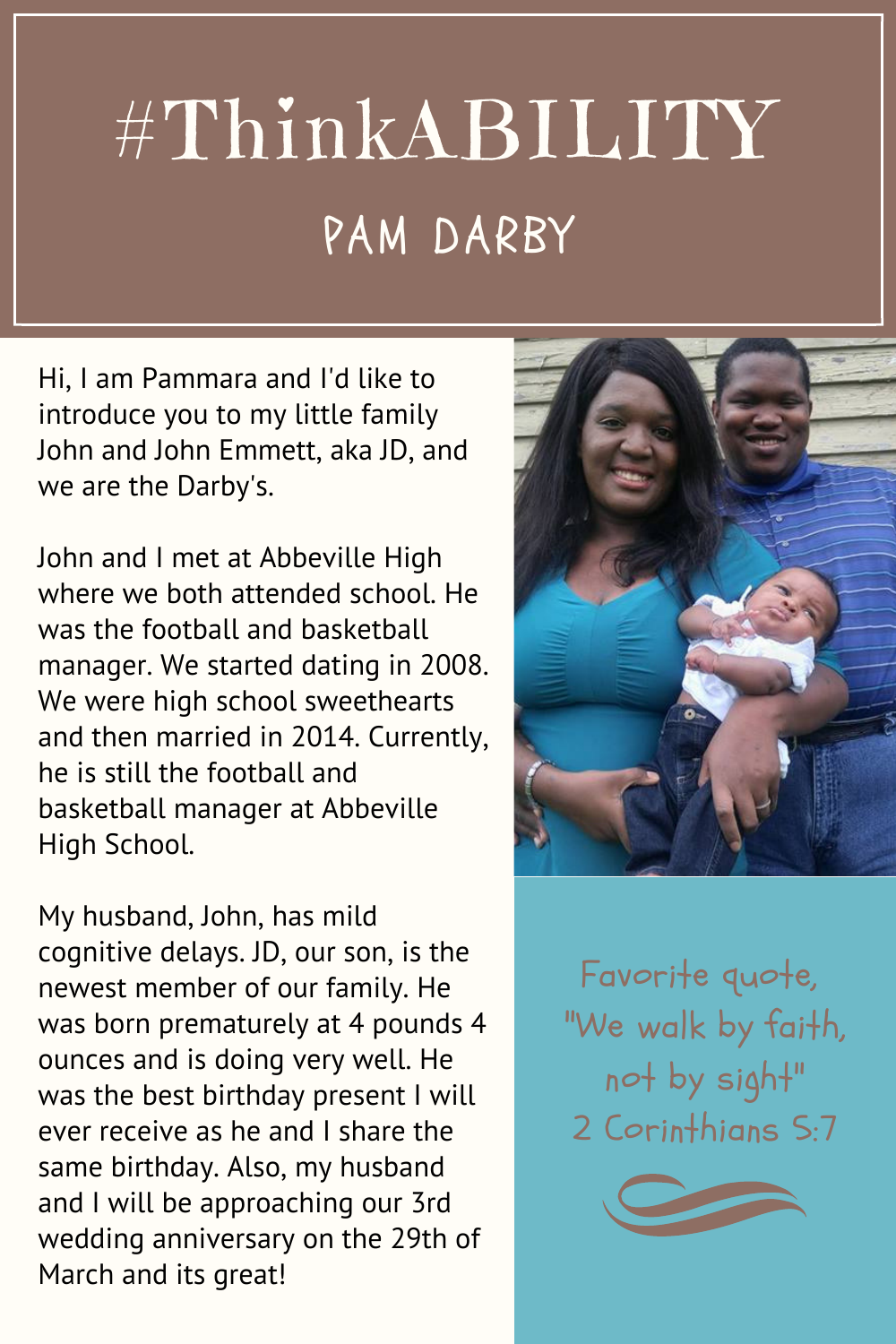# #ThinkABILITY

## PAM DARBY

Hi, I am Pammara and I'd like to introduce you to my little family John and John Emmett, aka JD, and we are the Darby's.

John and I met at Abbeville High where we both attended school. He was the football and basketball manager. We started dating in 2008. We were high school sweethearts and then married in 2014. Currently, he is still the football and basketball manager at Abbeville High School.

My husband, John, has mild cognitive delays. JD, our son, is the newest member of our family. He was born prematurely at 4 pounds 4 ounces and is doing very well. He was the best birthday present I will ever receive as he and I share the same birthday. Also, my husband and I will be approaching our 3rd wedding anniversary on the 29th of March and its great!

Favorite quote,
"We walk by faith,
not by sight"
2 Corinthians 5:7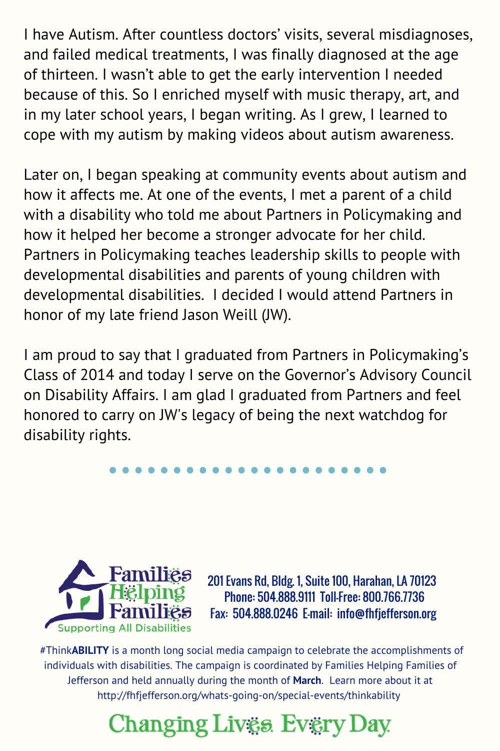I have Autism. After countless doctors' visits, several misdiagnoses, and failed medical treatments, I was finally diagnosed at the age of thirteen. I wasn't able to get the early intervention I needed because of this. So I enriched myself with music therapy, art, and in my later school years, I began writing. As I grew, I learned to cope with my autism by making videos about autism awareness.

Later on, I began speaking at community events about autism and how it affects me. At one of the events, I met a parent of a child with a disability who told me about Partners in Policymaking and how it helped her become a stronger advocate for her child. Partners in Policymaking teaches leadership skills to people with developmental disabilities and parents of young children with developmental disabilities. I decided I would attend Partners in honor of my late friend Jason Weill (JW).

I am proud to say that I graduated from Partners in Policymaking's Class of 2014 and today I serve on the Governor's Advisory Council on Disability Affairs. I am glad I graduated from Partners and feel honored to carry on JW's legacy of being the next watchdog for disability rights.

Families Helping Families
Supporting All Disabilities

201 Evans Rd, Bldg. 1, Suite 100, Harahan, LA 70123
Phone: 504.888.9111 Toll-Free: 800.766.7736
Fax: 504.888.0246 E-mail: info@fhfjefferson.org

#Think**ABILITY** is a month long social media campaign to celebrate the accomplishments of individuals with disabilities. The campaign is coordinated by Families Helping Families of Jefferson and held annually during the month of **March**. Learn more about it at http://fhfjefferson.org/whats-going-on/special-events/thinkability

Changing Lives Every Day